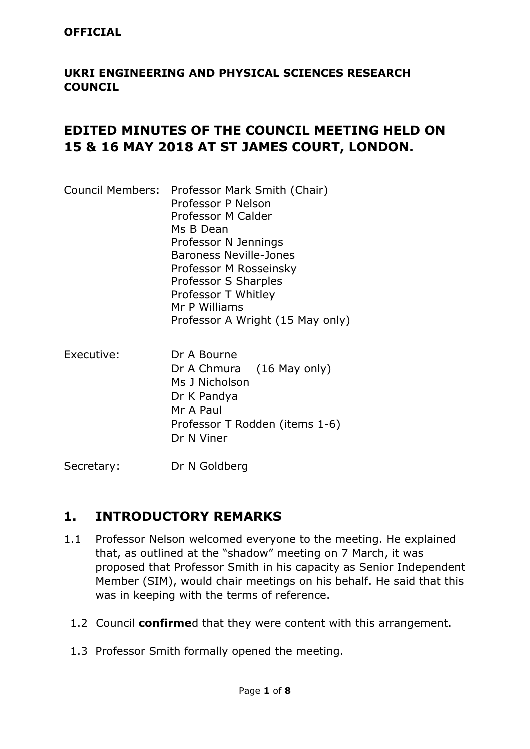**OFFICIAL**

**UKRI ENGINEERING AND PHYSICAL SCIENCES RESEARCH COUNCIL**

# EDITED MINUTES OF THE COUNCIL MEETING HELD ON 15 & 16 MAY 2018 AT ST JAMES COURT, LONDON.

Council Members: Professor Mark Smith (Chair)
Professor P Nelson
Professor M Calder
Ms B Dean
Professor N Jennings
Baroness Neville-Jones
Professor M Rosseinsky
Professor S Sharples
Professor T Whitley
Mr P Williams
Professor A Wright (15 May only)

Executive: Dr A Bourne
Dr A Chmura (16 May only)
Ms J Nicholson
Dr K Pandya
Mr A Paul
Professor T Rodden (items 1-6)
Dr N Viner

Secretary: Dr N Goldberg

## 1. INTRODUCTORY REMARKS

1.1 Professor Nelson welcomed everyone to the meeting. He explained that, as outlined at the "shadow" meeting on 7 March, it was proposed that Professor Smith in his capacity as Senior Independent Member (SIM), would chair meetings on his behalf. He said that this was in keeping with the terms of reference.

1.2 Council **confirme**d that they were content with this arrangement.

1.3 Professor Smith formally opened the meeting.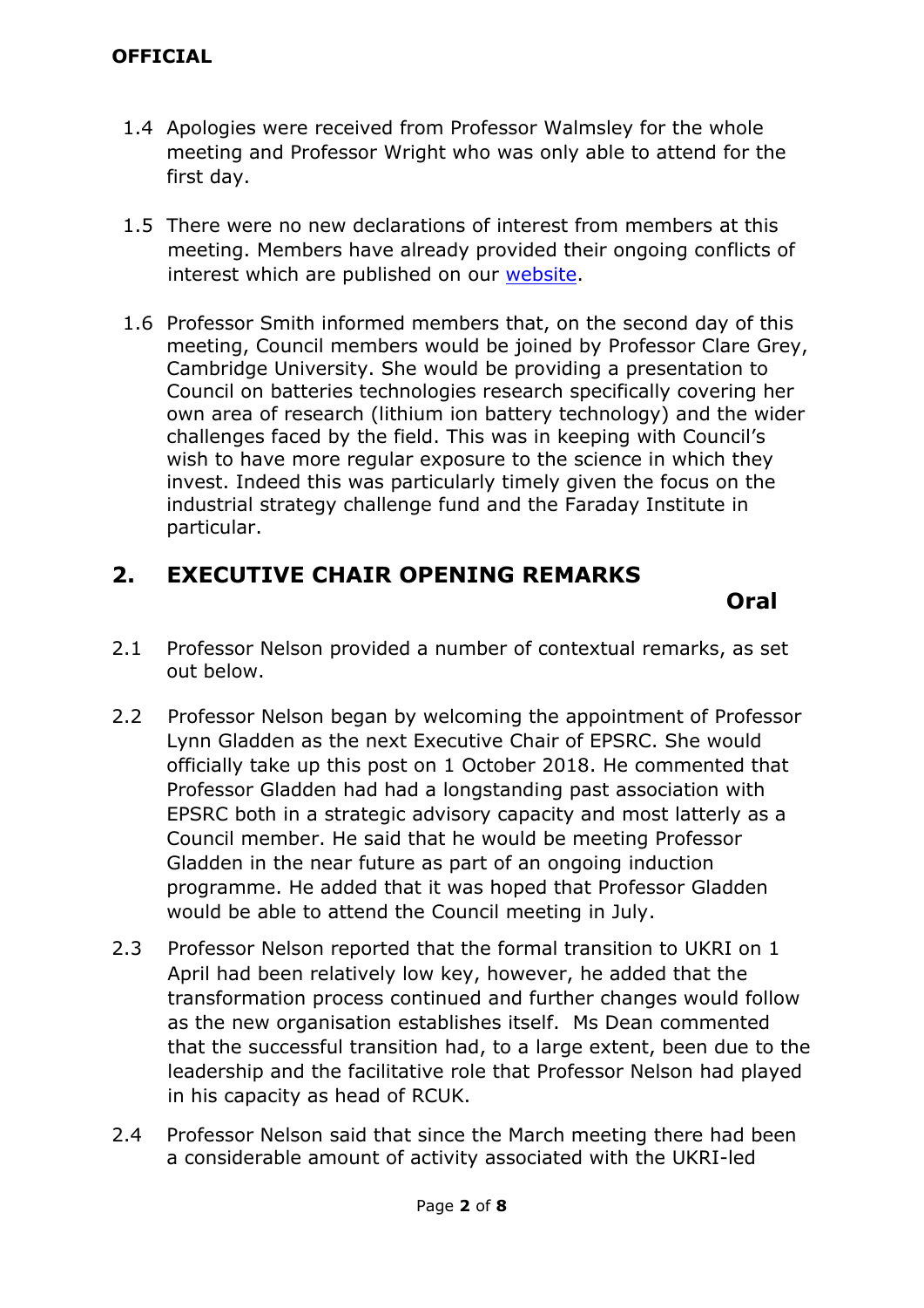1.4 Apologies were received from Professor Walmsley for the whole meeting and Professor Wright who was only able to attend for the first day.

1.5 There were no new declarations of interest from members at this meeting. Members have already provided their ongoing conflicts of interest which are published on our website.

1.6 Professor Smith informed members that, on the second day of this meeting, Council members would be joined by Professor Clare Grey, Cambridge University. She would be providing a presentation to Council on batteries technologies research specifically covering her own area of research (lithium ion battery technology) and the wider challenges faced by the field. This was in keeping with Council's wish to have more regular exposure to the science in which they invest. Indeed this was particularly timely given the focus on the industrial strategy challenge fund and the Faraday Institute in particular.

## 2. EXECUTIVE CHAIR OPENING REMARKS

**Oral**

2.1 Professor Nelson provided a number of contextual remarks, as set out below.

2.2 Professor Nelson began by welcoming the appointment of Professor Lynn Gladden as the next Executive Chair of EPSRC. She would officially take up this post on 1 October 2018. He commented that Professor Gladden had had a longstanding past association with EPSRC both in a strategic advisory capacity and most latterly as a Council member. He said that he would be meeting Professor Gladden in the near future as part of an ongoing induction programme. He added that it was hoped that Professor Gladden would be able to attend the Council meeting in July.

2.3 Professor Nelson reported that the formal transition to UKRI on 1 April had been relatively low key, however, he added that the transformation process continued and further changes would follow as the new organisation establishes itself. Ms Dean commented that the successful transition had, to a large extent, been due to the leadership and the facilitative role that Professor Nelson had played in his capacity as head of RCUK.

2.4 Professor Nelson said that since the March meeting there had been a considerable amount of activity associated with the UKRI-led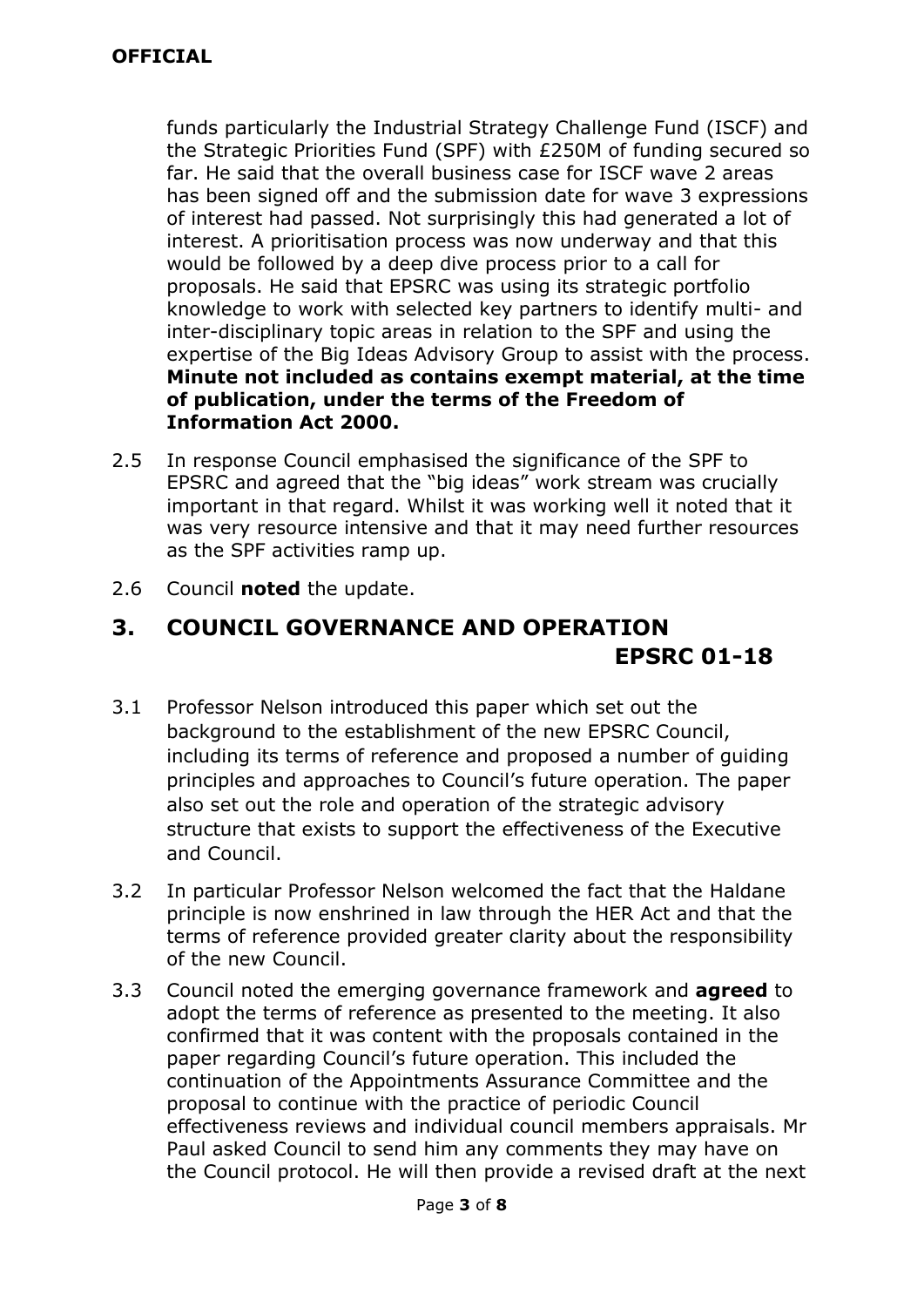funds particularly the Industrial Strategy Challenge Fund (ISCF) and the Strategic Priorities Fund (SPF) with £250M of funding secured so far. He said that the overall business case for ISCF wave 2 areas has been signed off and the submission date for wave 3 expressions of interest had passed. Not surprisingly this had generated a lot of interest. A prioritisation process was now underway and that this would be followed by a deep dive process prior to a call for proposals. He said that EPSRC was using its strategic portfolio knowledge to work with selected key partners to identify multi- and inter-disciplinary topic areas in relation to the SPF and using the expertise of the Big Ideas Advisory Group to assist with the process. **Minute not included as contains exempt material, at the time of publication, under the terms of the Freedom of Information Act 2000.**

2.5 In response Council emphasised the significance of the SPF to EPSRC and agreed that the "big ideas" work stream was crucially important in that regard. Whilst it was working well it noted that it was very resource intensive and that it may need further resources as the SPF activities ramp up.

2.6 Council **noted** the update.

## 3. COUNCIL GOVERNANCE AND OPERATION EPSRC 01-18

3.1 Professor Nelson introduced this paper which set out the background to the establishment of the new EPSRC Council, including its terms of reference and proposed a number of guiding principles and approaches to Council's future operation. The paper also set out the role and operation of the strategic advisory structure that exists to support the effectiveness of the Executive and Council.

3.2 In particular Professor Nelson welcomed the fact that the Haldane principle is now enshrined in law through the HER Act and that the terms of reference provided greater clarity about the responsibility of the new Council.

3.3 Council noted the emerging governance framework and **agreed** to adopt the terms of reference as presented to the meeting. It also confirmed that it was content with the proposals contained in the paper regarding Council's future operation. This included the continuation of the Appointments Assurance Committee and the proposal to continue with the practice of periodic Council effectiveness reviews and individual council members appraisals. Mr Paul asked Council to send him any comments they may have on the Council protocol. He will then provide a revised draft at the next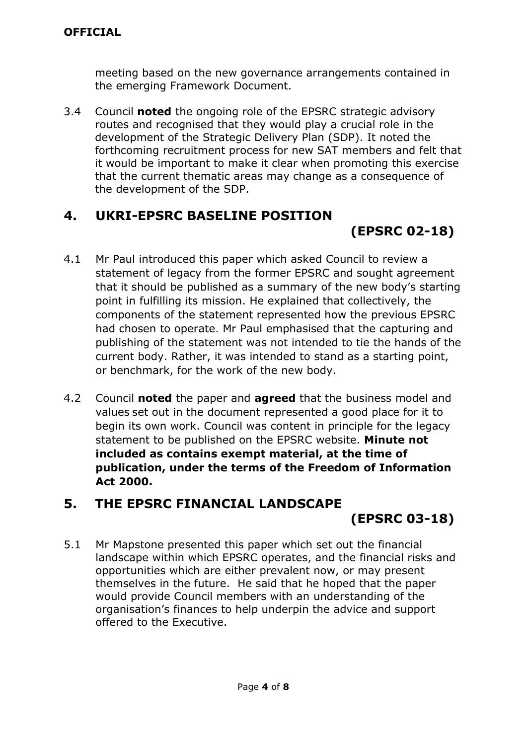meeting based on the new governance arrangements contained in the emerging Framework Document.

3.4 Council **noted** the ongoing role of the EPSRC strategic advisory routes and recognised that they would play a crucial role in the development of the Strategic Delivery Plan (SDP). It noted the forthcoming recruitment process for new SAT members and felt that it would be important to make it clear when promoting this exercise that the current thematic areas may change as a consequence of the development of the SDP.

## 4. UKRI-EPSRC BASELINE POSITION (EPSRC 02-18)

4.1 Mr Paul introduced this paper which asked Council to review a statement of legacy from the former EPSRC and sought agreement that it should be published as a summary of the new body's starting point in fulfilling its mission. He explained that collectively, the components of the statement represented how the previous EPSRC had chosen to operate. Mr Paul emphasised that the capturing and publishing of the statement was not intended to tie the hands of the current body. Rather, it was intended to stand as a starting point, or benchmark, for the work of the new body.

4.2 Council **noted** the paper and **agreed** that the business model and values set out in the document represented a good place for it to begin its own work. Council was content in principle for the legacy statement to be published on the EPSRC website. **Minute not included as contains exempt material, at the time of publication, under the terms of the Freedom of Information Act 2000.**

## 5. THE EPSRC FINANCIAL LANDSCAPE (EPSRC 03-18)

5.1 Mr Mapstone presented this paper which set out the financial landscape within which EPSRC operates, and the financial risks and opportunities which are either prevalent now, or may present themselves in the future. He said that he hoped that the paper would provide Council members with an understanding of the organisation's finances to help underpin the advice and support offered to the Executive.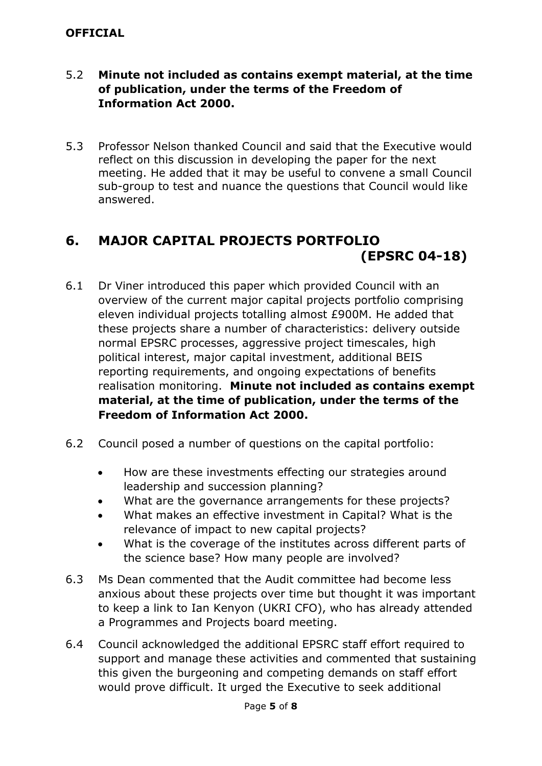**OFFICIAL**

5.2 **Minute not included as contains exempt material, at the time of publication, under the terms of the Freedom of Information Act 2000.**

5.3 Professor Nelson thanked Council and said that the Executive would reflect on this discussion in developing the paper for the next meeting. He added that it may be useful to convene a small Council sub-group to test and nuance the questions that Council would like answered.

## 6. MAJOR CAPITAL PROJECTS PORTFOLIO (EPSRC 04-18)

6.1 Dr Viner introduced this paper which provided Council with an overview of the current major capital projects portfolio comprising eleven individual projects totalling almost £900M. He added that these projects share a number of characteristics: delivery outside normal EPSRC processes, aggressive project timescales, high political interest, major capital investment, additional BEIS reporting requirements, and ongoing expectations of benefits realisation monitoring. **Minute not included as contains exempt material, at the time of publication, under the terms of the Freedom of Information Act 2000.**

6.2 Council posed a number of questions on the capital portfolio:

- How are these investments effecting our strategies around leadership and succession planning?
- What are the governance arrangements for these projects?
- What makes an effective investment in Capital? What is the relevance of impact to new capital projects?
- What is the coverage of the institutes across different parts of the science base? How many people are involved?

6.3 Ms Dean commented that the Audit committee had become less anxious about these projects over time but thought it was important to keep a link to Ian Kenyon (UKRI CFO), who has already attended a Programmes and Projects board meeting.

6.4 Council acknowledged the additional EPSRC staff effort required to support and manage these activities and commented that sustaining this given the burgeoning and competing demands on staff effort would prove difficult. It urged the Executive to seek additional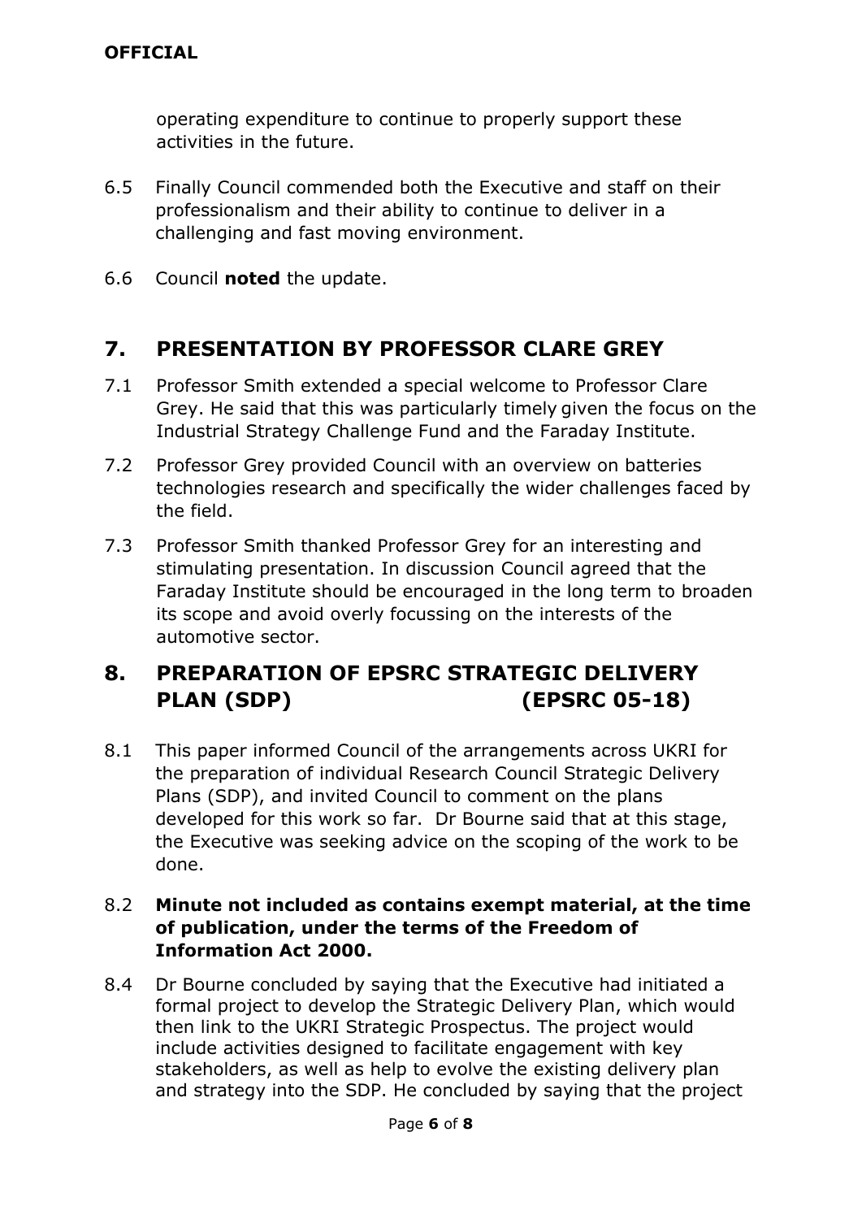operating expenditure to continue to properly support these activities in the future.

6.5 Finally Council commended both the Executive and staff on their professionalism and their ability to continue to deliver in a challenging and fast moving environment.

6.6 Council **noted** the update.

## 7. PRESENTATION BY PROFESSOR CLARE GREY

7.1 Professor Smith extended a special welcome to Professor Clare Grey. He said that this was particularly timely given the focus on the Industrial Strategy Challenge Fund and the Faraday Institute.

7.2 Professor Grey provided Council with an overview on batteries technologies research and specifically the wider challenges faced by the field.

7.3 Professor Smith thanked Professor Grey for an interesting and stimulating presentation. In discussion Council agreed that the Faraday Institute should be encouraged in the long term to broaden its scope and avoid overly focussing on the interests of the automotive sector.

## 8. PREPARATION OF EPSRC STRATEGIC DELIVERY PLAN (SDP) (EPSRC 05-18)

8.1 This paper informed Council of the arrangements across UKRI for the preparation of individual Research Council Strategic Delivery Plans (SDP), and invited Council to comment on the plans developed for this work so far. Dr Bourne said that at this stage, the Executive was seeking advice on the scoping of the work to be done.

8.2 **Minute not included as contains exempt material, at the time of publication, under the terms of the Freedom of Information Act 2000.**

8.4 Dr Bourne concluded by saying that the Executive had initiated a formal project to develop the Strategic Delivery Plan, which would then link to the UKRI Strategic Prospectus. The project would include activities designed to facilitate engagement with key stakeholders, as well as help to evolve the existing delivery plan and strategy into the SDP. He concluded by saying that the project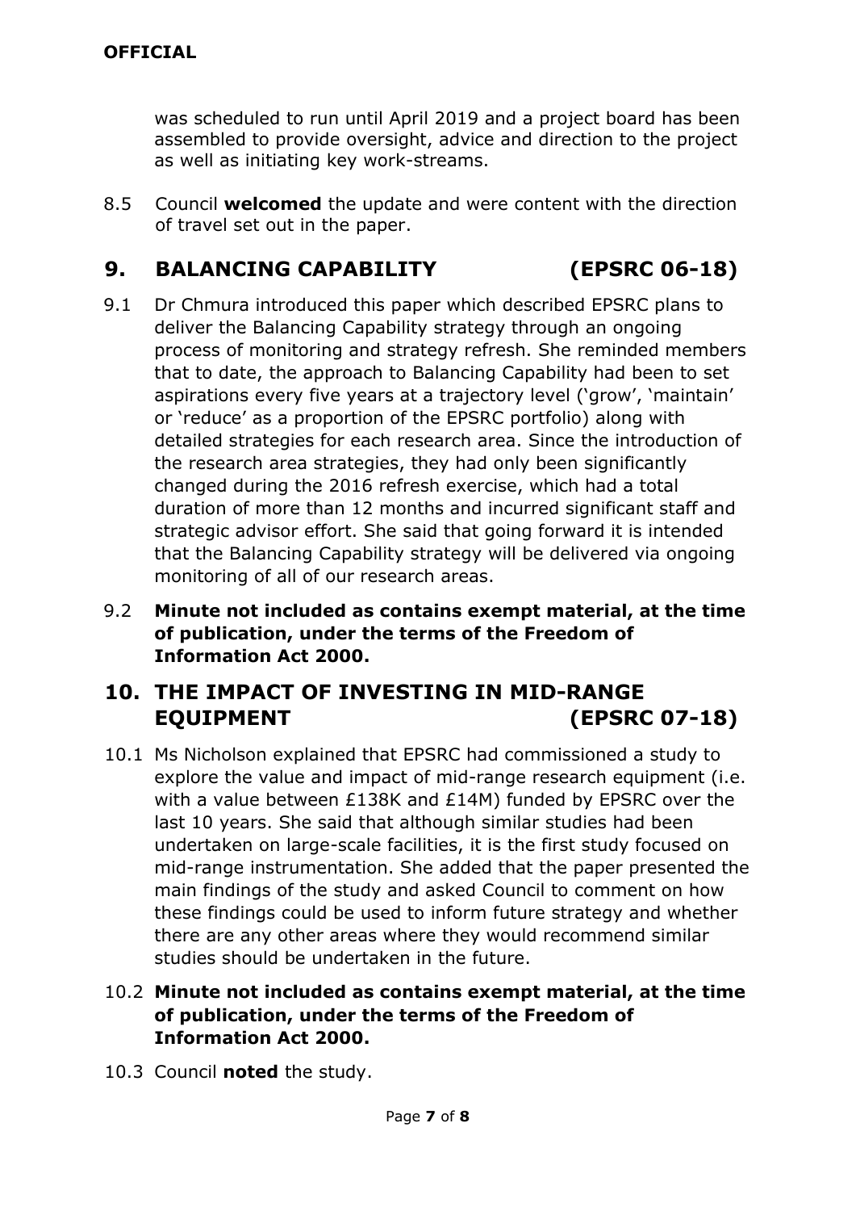was scheduled to run until April 2019 and a project board has been assembled to provide oversight, advice and direction to the project as well as initiating key work-streams.

8.5 Council **welcomed** the update and were content with the direction of travel set out in the paper.

## 9. BALANCING CAPABILITY (EPSRC 06-18)

9.1 Dr Chmura introduced this paper which described EPSRC plans to deliver the Balancing Capability strategy through an ongoing process of monitoring and strategy refresh. She reminded members that to date, the approach to Balancing Capability had been to set aspirations every five years at a trajectory level ('grow', 'maintain' or 'reduce' as a proportion of the EPSRC portfolio) along with detailed strategies for each research area. Since the introduction of the research area strategies, they had only been significantly changed during the 2016 refresh exercise, which had a total duration of more than 12 months and incurred significant staff and strategic advisor effort. She said that going forward it is intended that the Balancing Capability strategy will be delivered via ongoing monitoring of all of our research areas.

9.2 **Minute not included as contains exempt material, at the time of publication, under the terms of the Freedom of Information Act 2000.**

## 10. THE IMPACT OF INVESTING IN MID-RANGE EQUIPMENT (EPSRC 07-18)

10.1 Ms Nicholson explained that EPSRC had commissioned a study to explore the value and impact of mid-range research equipment (i.e. with a value between £138K and £14M) funded by EPSRC over the last 10 years. She said that although similar studies had been undertaken on large-scale facilities, it is the first study focused on mid-range instrumentation. She added that the paper presented the main findings of the study and asked Council to comment on how these findings could be used to inform future strategy and whether there are any other areas where they would recommend similar studies should be undertaken in the future.

10.2 **Minute not included as contains exempt material, at the time of publication, under the terms of the Freedom of Information Act 2000.**

10.3 Council **noted** the study.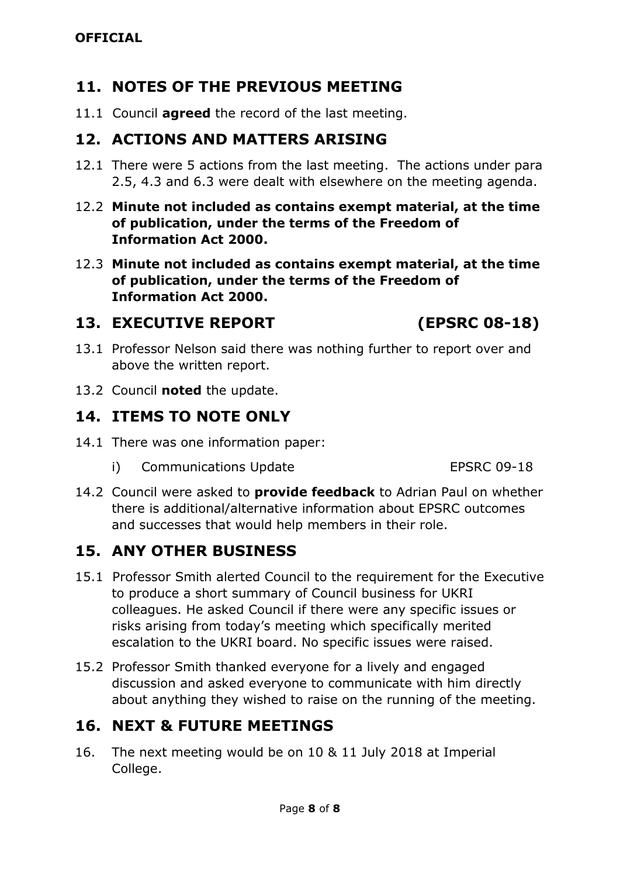## 11. NOTES OF THE PREVIOUS MEETING

11.1 Council **agreed** the record of the last meeting.

## 12. ACTIONS AND MATTERS ARISING

12.1 There were 5 actions from the last meeting. The actions under para 2.5, 4.3 and 6.3 were dealt with elsewhere on the meeting agenda.

12.2 **Minute not included as contains exempt material, at the time of publication, under the terms of the Freedom of Information Act 2000.**

12.3 **Minute not included as contains exempt material, at the time of publication, under the terms of the Freedom of Information Act 2000.**

## 13. EXECUTIVE REPORT (EPSRC 08-18)

13.1 Professor Nelson said there was nothing further to report over and above the written report.

13.2 Council **noted** the update.

## 14. ITEMS TO NOTE ONLY

14.1 There was one information paper:

i) Communications Update EPSRC 09-18

14.2 Council were asked to **provide feedback** to Adrian Paul on whether there is additional/alternative information about EPSRC outcomes and successes that would help members in their role.

## 15. ANY OTHER BUSINESS

15.1 Professor Smith alerted Council to the requirement for the Executive to produce a short summary of Council business for UKRI colleagues. He asked Council if there were any specific issues or risks arising from today's meeting which specifically merited escalation to the UKRI board. No specific issues were raised.

15.2 Professor Smith thanked everyone for a lively and engaged discussion and asked everyone to communicate with him directly about anything they wished to raise on the running of the meeting.

## 16. NEXT & FUTURE MEETINGS

16. The next meeting would be on 10 & 11 July 2018 at Imperial College.